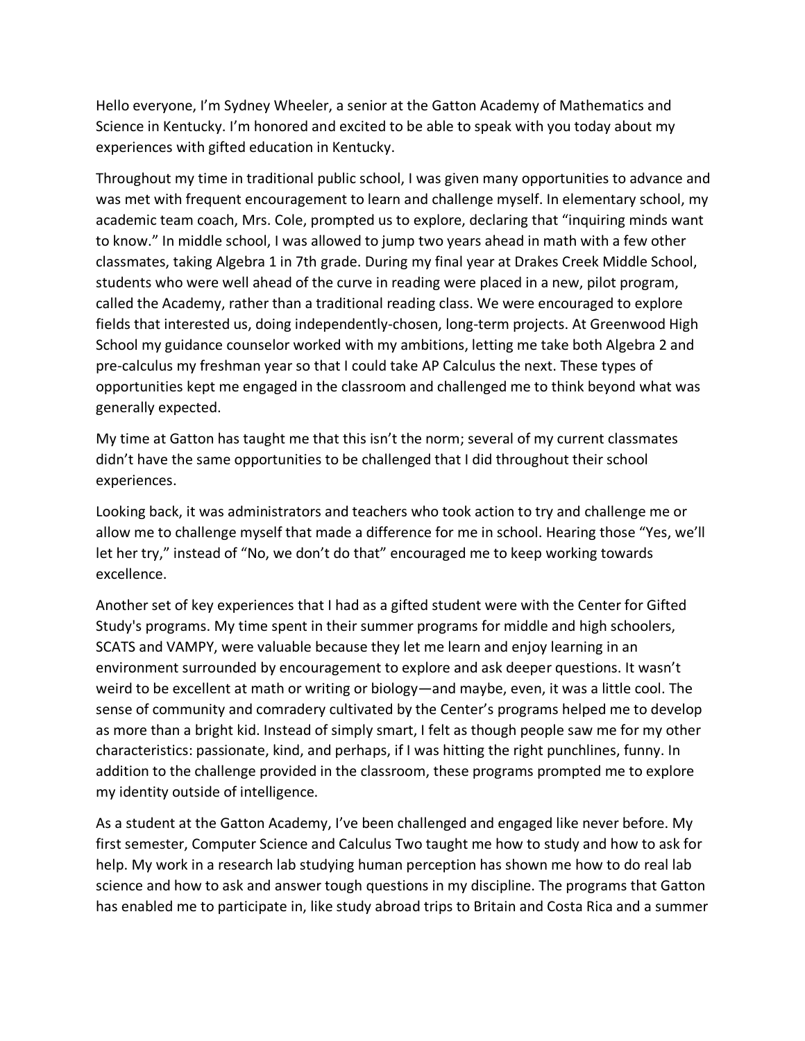Hello everyone, I'm Sydney Wheeler, a senior at the Gatton Academy of Mathematics and Science in Kentucky. I'm honored and excited to be able to speak with you today about my experiences with gifted education in Kentucky.

Throughout my time in traditional public school, I was given many opportunities to advance and was met with frequent encouragement to learn and challenge myself. In elementary school, my academic team coach, Mrs. Cole, prompted us to explore, declaring that "inquiring minds want to know." In middle school, I was allowed to jump two years ahead in math with a few other classmates, taking Algebra 1 in 7th grade. During my final year at Drakes Creek Middle School, students who were well ahead of the curve in reading were placed in a new, pilot program, called the Academy, rather than a traditional reading class. We were encouraged to explore fields that interested us, doing independently-chosen, long-term projects. At Greenwood High School my guidance counselor worked with my ambitions, letting me take both Algebra 2 and pre-calculus my freshman year so that I could take AP Calculus the next. These types of opportunities kept me engaged in the classroom and challenged me to think beyond what was generally expected.

My time at Gatton has taught me that this isn't the norm; several of my current classmates didn't have the same opportunities to be challenged that I did throughout their school experiences.

Looking back, it was administrators and teachers who took action to try and challenge me or allow me to challenge myself that made a difference for me in school. Hearing those "Yes, we'll let her try," instead of "No, we don't do that" encouraged me to keep working towards excellence.

Another set of key experiences that I had as a gifted student were with the Center for Gifted Study's programs. My time spent in their summer programs for middle and high schoolers, SCATS and VAMPY, were valuable because they let me learn and enjoy learning in an environment surrounded by encouragement to explore and ask deeper questions. It wasn't weird to be excellent at math or writing or biology—and maybe, even, it was a little cool. The sense of community and comradery cultivated by the Center's programs helped me to develop as more than a bright kid. Instead of simply smart, I felt as though people saw me for my other characteristics: passionate, kind, and perhaps, if I was hitting the right punchlines, funny. In addition to the challenge provided in the classroom, these programs prompted me to explore my identity outside of intelligence.

As a student at the Gatton Academy, I've been challenged and engaged like never before. My first semester, Computer Science and Calculus Two taught me how to study and how to ask for help. My work in a research lab studying human perception has shown me how to do real lab science and how to ask and answer tough questions in my discipline. The programs that Gatton has enabled me to participate in, like study abroad trips to Britain and Costa Rica and a summer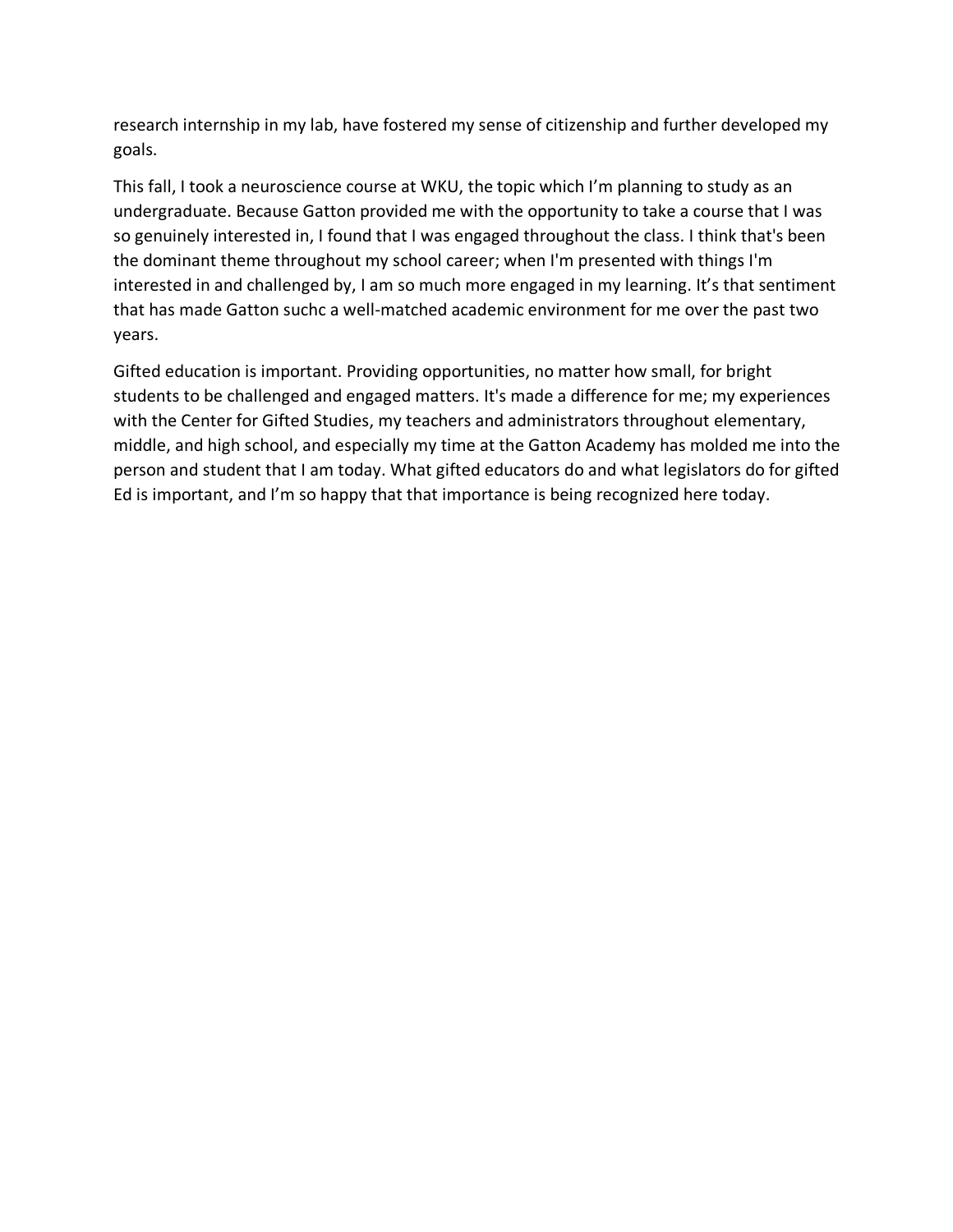research internship in my lab, have fostered my sense of citizenship and further developed my goals.

This fall, I took a neuroscience course at WKU, the topic which I'm planning to study as an undergraduate. Because Gatton provided me with the opportunity to take a course that I was so genuinely interested in, I found that I was engaged throughout the class. I think that's been the dominant theme throughout my school career; when I'm presented with things I'm interested in and challenged by, I am so much more engaged in my learning. It's that sentiment that has made Gatton suchc a well-matched academic environment for me over the past two years.

Gifted education is important. Providing opportunities, no matter how small, for bright students to be challenged and engaged matters. It's made a difference for me; my experiences with the Center for Gifted Studies, my teachers and administrators throughout elementary, middle, and high school, and especially my time at the Gatton Academy has molded me into the person and student that I am today. What gifted educators do and what legislators do for gifted Ed is important, and I'm so happy that that importance is being recognized here today.